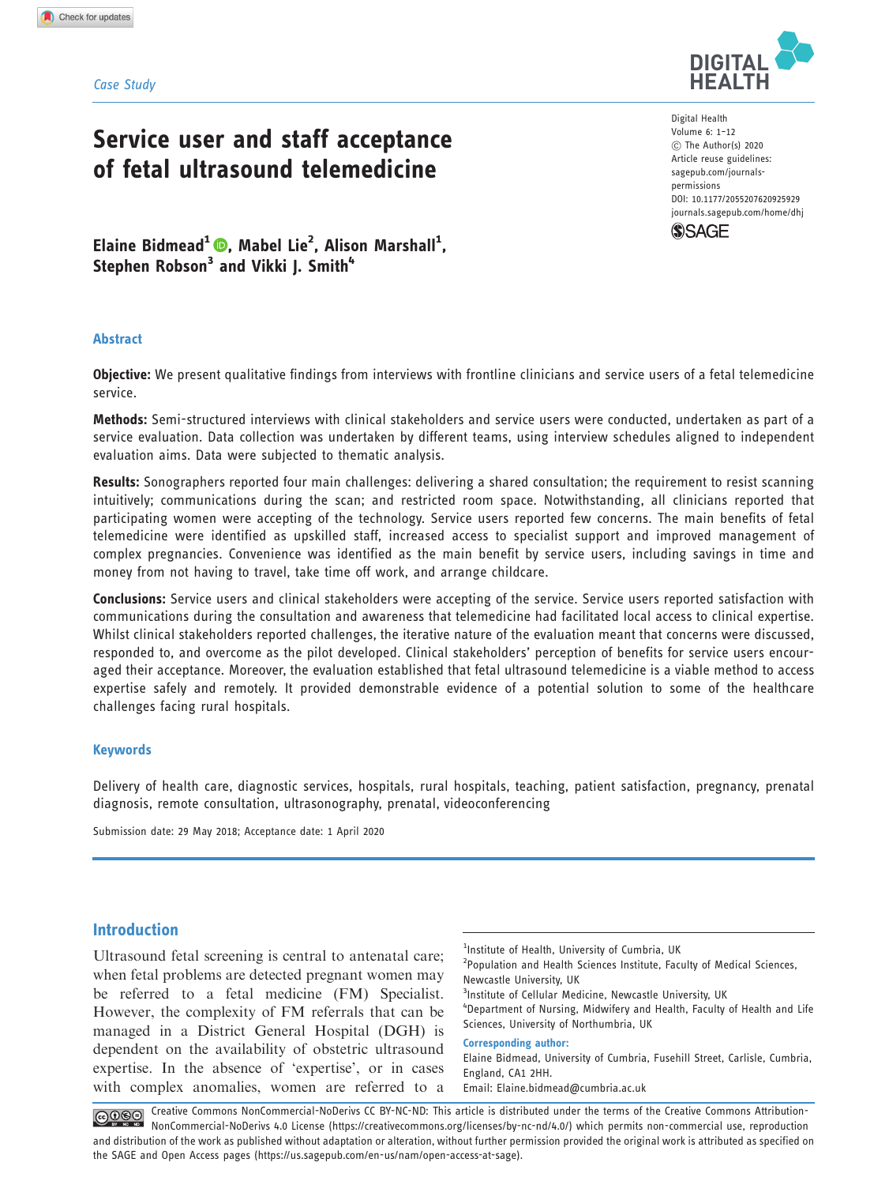*Case Study*

# Service user and staff acceptance of fetal ultrasound telemedicine

Digital Health
Volume 6: 1–12
© The Author(s) 2020
Article reuse guidelines: sagepub.com/journals-permissions
DOI: 10.1177/2055207620925929
journals.sagepub.com/home/dhj

**Elaine Bidmead[1], Mabel Lie[2], Alison Marshall[1], Stephen Robson[3] and Vikki J. Smith[4]**

## Abstract

**Objective:** We present qualitative findings from interviews with frontline clinicians and service users of a fetal telemedicine service.

**Methods:** Semi-structured interviews with clinical stakeholders and service users were conducted, undertaken as part of a service evaluation. Data collection was undertaken by different teams, using interview schedules aligned to independent evaluation aims. Data were subjected to thematic analysis.

**Results:** Sonographers reported four main challenges: delivering a shared consultation; the requirement to resist scanning intuitively; communications during the scan; and restricted room space. Notwithstanding, all clinicians reported that participating women were accepting of the technology. Service users reported few concerns. The main benefits of fetal telemedicine were identified as upskilled staff, increased access to specialist support and improved management of complex pregnancies. Convenience was identified as the main benefit by service users, including savings in time and money from not having to travel, take time off work, and arrange childcare.

**Conclusions:** Service users and clinical stakeholders were accepting of the service. Service users reported satisfaction with communications during the consultation and awareness that telemedicine had facilitated local access to clinical expertise. Whilst clinical stakeholders reported challenges, the iterative nature of the evaluation meant that concerns were discussed, responded to, and overcome as the pilot developed. Clinical stakeholders' perception of benefits for service users encouraged their acceptance. Moreover, the evaluation established that fetal ultrasound telemedicine is a viable method to access expertise safely and remotely. It provided demonstrable evidence of a potential solution to some of the healthcare challenges facing rural hospitals.

## Keywords

Delivery of health care, diagnostic services, hospitals, rural hospitals, teaching, patient satisfaction, pregnancy, prenatal diagnosis, remote consultation, ultrasonography, prenatal, videoconferencing

Submission date: 29 May 2018; Acceptance date: 1 April 2020

## Introduction

Ultrasound fetal screening is central to antenatal care; when fetal problems are detected pregnant women may be referred to a fetal medicine (FM) Specialist. However, the complexity of FM referrals that can be managed in a District General Hospital (DGH) is dependent on the availability of obstetric ultrasound expertise. In the absence of 'expertise', or in cases with complex anomalies, women are referred to a

[1]Institute of Health, University of Cumbria, UK
[2]Population and Health Sciences Institute, Faculty of Medical Sciences, Newcastle University, UK
[3]Institute of Cellular Medicine, Newcastle University, UK
[4]Department of Nursing, Midwifery and Health, Faculty of Health and Life Sciences, University of Northumbria, UK

**Corresponding author:**
Elaine Bidmead, University of Cumbria, Fusehill Street, Carlisle, Cumbria, England, CA1 2HH.
Email: Elaine.bidmead@cumbria.ac.uk

Creative Commons NonCommercial-NoDerivs CC BY-NC-ND: This article is distributed under the terms of the Creative Commons Attribution-NonCommercial-NoDerivs 4.0 License (https://creativecommons.org/licenses/by-nc-nd/4.0/) which permits non-commercial use, reproduction and distribution of the work as published without adaptation or alteration, without further permission provided the original work is attributed as specified on the SAGE and Open Access pages (https://us.sagepub.com/en-us/nam/open-access-at-sage).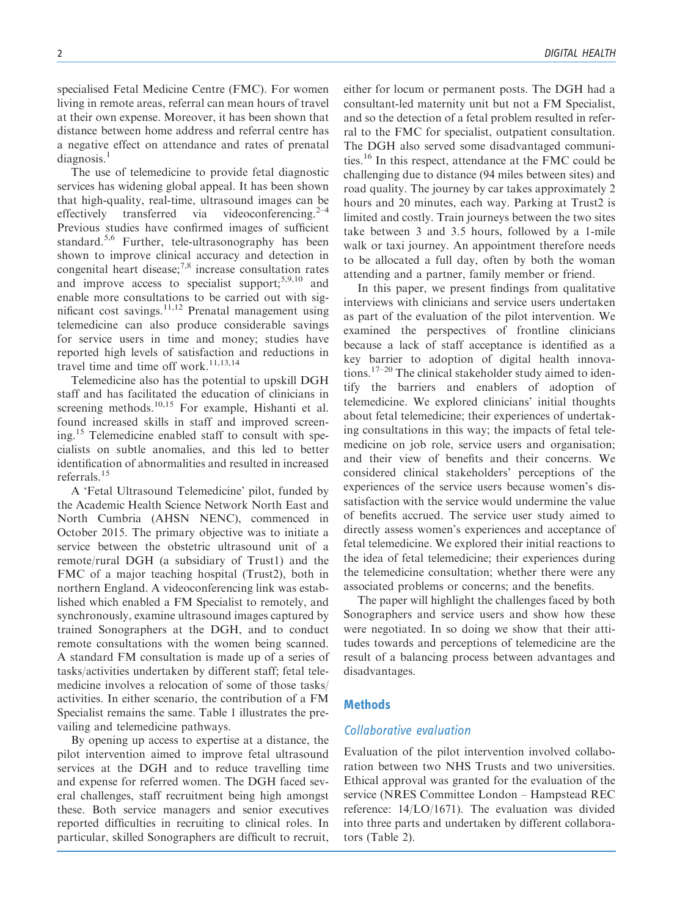specialised Fetal Medicine Centre (FMC). For women living in remote areas, referral can mean hours of travel at their own expense. Moreover, it has been shown that distance between home address and referral centre has a negative effect on attendance and rates of prenatal diagnosis.[1]

The use of telemedicine to provide fetal diagnostic services has widening global appeal. It has been shown that high-quality, real-time, ultrasound images can be effectively transferred via videoconferencing.[2–4] Previous studies have confirmed images of sufficient standard.[5,6] Further, tele-ultrasonography has been shown to improve clinical accuracy and detection in congenital heart disease;[7,8] increase consultation rates and improve access to specialist support;[5,9,10] and enable more consultations to be carried out with significant cost savings.[11,12] Prenatal management using telemedicine can also produce considerable savings for service users in time and money; studies have reported high levels of satisfaction and reductions in travel time and time off work.[11,13,14]

Telemedicine also has the potential to upskill DGH staff and has facilitated the education of clinicians in screening methods.[10,15] For example, Hishanti et al. found increased skills in staff and improved screening.[15] Telemedicine enabled staff to consult with specialists on subtle anomalies, and this led to better identification of abnormalities and resulted in increased referrals.[15]

A 'Fetal Ultrasound Telemedicine' pilot, funded by the Academic Health Science Network North East and North Cumbria (AHSN NENC), commenced in October 2015. The primary objective was to initiate a service between the obstetric ultrasound unit of a remote/rural DGH (a subsidiary of Trust1) and the FMC of a major teaching hospital (Trust2), both in northern England. A videoconferencing link was established which enabled a FM Specialist to remotely, and synchronously, examine ultrasound images captured by trained Sonographers at the DGH, and to conduct remote consultations with the women being scanned. A standard FM consultation is made up of a series of tasks/activities undertaken by different staff; fetal telemedicine involves a relocation of some of those tasks/activities. In either scenario, the contribution of a FM Specialist remains the same. Table 1 illustrates the prevailing and telemedicine pathways.

By opening up access to expertise at a distance, the pilot intervention aimed to improve fetal ultrasound services at the DGH and to reduce travelling time and expense for referred women. The DGH faced several challenges, staff recruitment being high amongst these. Both service managers and senior executives reported difficulties in recruiting to clinical roles. In particular, skilled Sonographers are difficult to recruit, either for locum or permanent posts. The DGH had a consultant-led maternity unit but not a FM Specialist, and so the detection of a fetal problem resulted in referral to the FMC for specialist, outpatient consultation. The DGH also served some disadvantaged communities.[16] In this respect, attendance at the FMC could be challenging due to distance (94 miles between sites) and road quality. The journey by car takes approximately 2 hours and 20 minutes, each way. Parking at Trust2 is limited and costly. Train journeys between the two sites take between 3 and 3.5 hours, followed by a 1-mile walk or taxi journey. An appointment therefore needs to be allocated a full day, often by both the woman attending and a partner, family member or friend.

In this paper, we present findings from qualitative interviews with clinicians and service users undertaken as part of the evaluation of the pilot intervention. We examined the perspectives of frontline clinicians because a lack of staff acceptance is identified as a key barrier to adoption of digital health innovations.[17–20] The clinical stakeholder study aimed to identify the barriers and enablers of adoption of telemedicine. We explored clinicians' initial thoughts about fetal telemedicine; their experiences of undertaking consultations in this way; the impacts of fetal telemedicine on job role, service users and organisation; and their view of benefits and their concerns. We considered clinical stakeholders' perceptions of the experiences of the service users because women's dissatisfaction with the service would undermine the value of benefits accrued. The service user study aimed to directly assess women's experiences and acceptance of fetal telemedicine. We explored their initial reactions to the idea of fetal telemedicine; their experiences during the telemedicine consultation; whether there were any associated problems or concerns; and the benefits.

The paper will highlight the challenges faced by both Sonographers and service users and show how these were negotiated. In so doing we show that their attitudes towards and perceptions of telemedicine are the result of a balancing process between advantages and disadvantages.

## Methods

### *Collaborative evaluation*

Evaluation of the pilot intervention involved collaboration between two NHS Trusts and two universities. Ethical approval was granted for the evaluation of the service (NRES Committee London – Hampstead REC reference: 14/LO/1671). The evaluation was divided into three parts and undertaken by different collaborators (Table 2).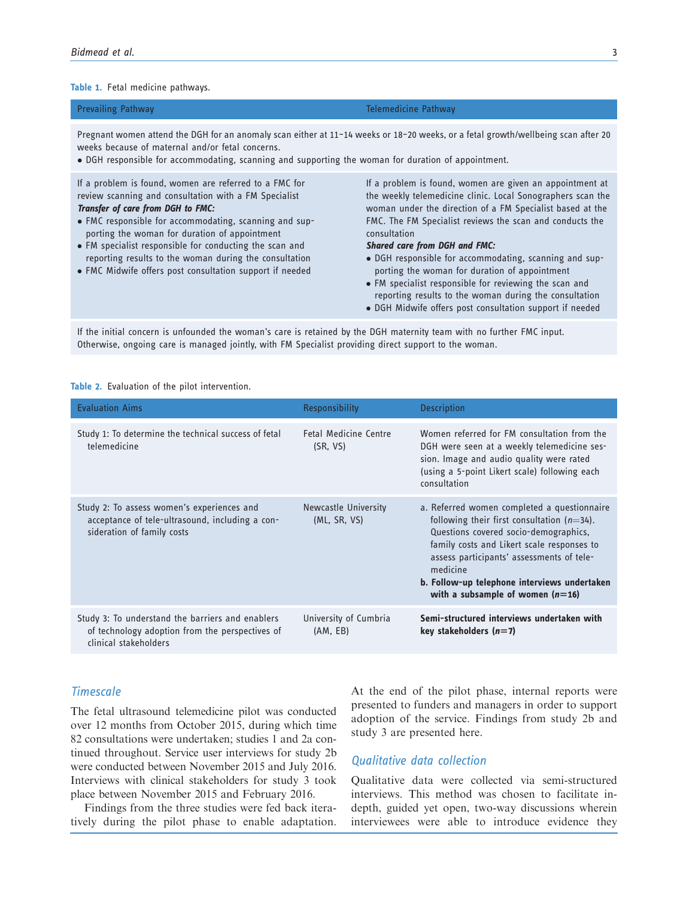**Table 1.** Fetal medicine pathways.

| Prevailing Pathway | Telemedicine Pathway |
|---|---|
| Pregnant women attend the DGH for an anomaly scan either at 11–14 weeks or 18–20 weeks, or a fetal growth/wellbeing scan after 20 weeks because of maternal and/or fetal concerns. • DGH responsible for accommodating, scanning and supporting the woman for duration of appointment. | |
| If a problem is found, women are referred to a FMC for review scanning and consultation with a FM Specialist ***Transfer of care from DGH to FMC:*** • FMC responsible for accommodating, scanning and supporting the woman for duration of appointment • FM specialist responsible for conducting the scan and reporting results to the woman during the consultation • FMC Midwife offers post consultation support if needed | If a problem is found, women are given an appointment at the weekly telemedicine clinic. Local Sonographers scan the woman under the direction of a FM Specialist based at the FMC. The FM Specialist reviews the scan and conducts the consultation ***Shared care from DGH and FMC:*** • DGH responsible for accommodating, scanning and supporting the woman for duration of appointment • FM specialist responsible for reviewing the scan and reporting results to the woman during the consultation • DGH Midwife offers post consultation support if needed |
| If the initial concern is unfounded the woman's care is retained by the DGH maternity team with no further FMC input. Otherwise, ongoing care is managed jointly, with FM Specialist providing direct support to the woman. | |

**Table 2.** Evaluation of the pilot intervention.

| Evaluation Aims | Responsibility | Description |
|---|---|---|
| Study 1: To determine the technical success of fetal telemedicine | Fetal Medicine Centre (SR, VS) | Women referred for FM consultation from the DGH were seen at a weekly telemedicine session. Image and audio quality were rated (using a 5-point Likert scale) following each consultation |
| Study 2: To assess women's experiences and acceptance of tele-ultrasound, including a consideration of family costs | Newcastle University (ML, SR, VS) | a. Referred women completed a questionnaire following their first consultation ($n$=34). Questions covered socio-demographics, family costs and Likert scale responses to assess participants' assessments of telemedicine **b. Follow-up telephone interviews undertaken with a subsample of women ($n$=16)** |
| Study 3: To understand the barriers and enablers of technology adoption from the perspectives of clinical stakeholders | University of Cumbria (AM, EB) | **Semi-structured interviews undertaken with key stakeholders ($n$=7)** |

## *Timescale*

The fetal ultrasound telemedicine pilot was conducted over 12 months from October 2015, during which time 82 consultations were undertaken; studies 1 and 2a continued throughout. Service user interviews for study 2b were conducted between November 2015 and July 2016. Interviews with clinical stakeholders for study 3 took place between November 2015 and February 2016.

Findings from the three studies were fed back iteratively during the pilot phase to enable adaptation. At the end of the pilot phase, internal reports were presented to funders and managers in order to support adoption of the service. Findings from study 2b and study 3 are presented here.

## *Qualitative data collection*

Qualitative data were collected via semi-structured interviews. This method was chosen to facilitate in-depth, guided yet open, two-way discussions wherein interviewees were able to introduce evidence they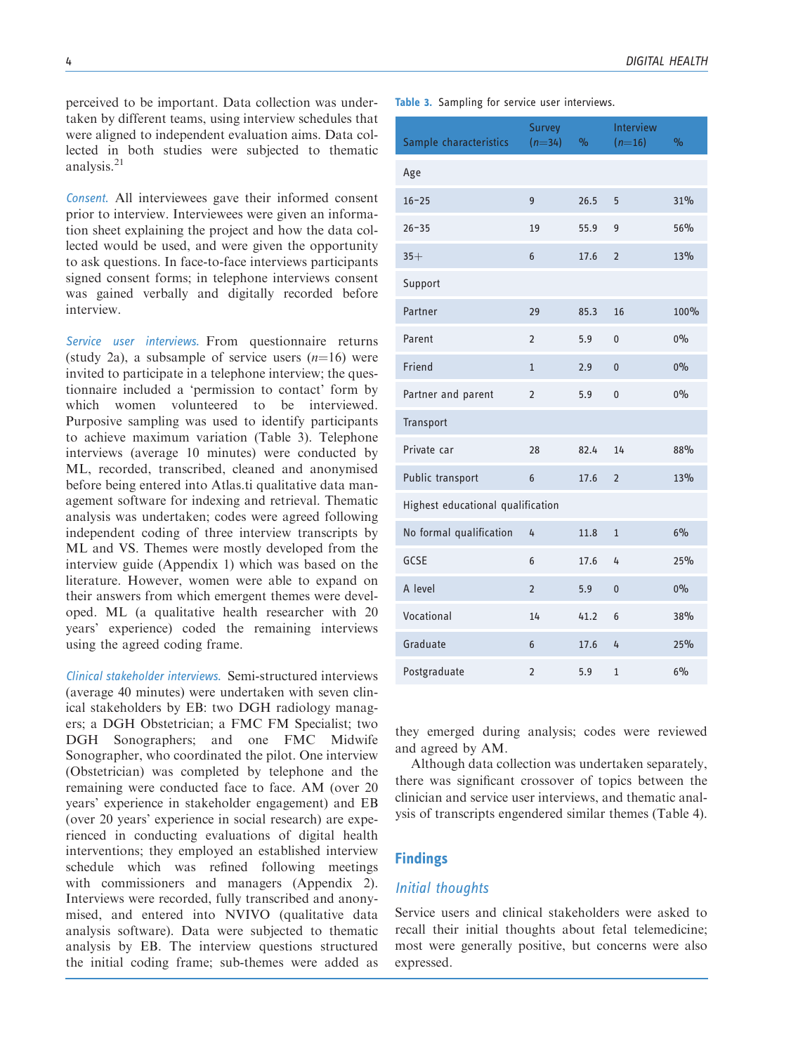perceived to be important. Data collection was undertaken by different teams, using interview schedules that were aligned to independent evaluation aims. Data collected in both studies were subjected to thematic analysis.[21]

*Consent.* All interviewees gave their informed consent prior to interview. Interviewees were given an information sheet explaining the project and how the data collected would be used, and were given the opportunity to ask questions. In face-to-face interviews participants signed consent forms; in telephone interviews consent was gained verbally and digitally recorded before interview.

*Service user interviews.* From questionnaire returns (study 2a), a subsample of service users ($n$=16) were invited to participate in a telephone interview; the questionnaire included a 'permission to contact' form by which women volunteered to be interviewed. Purposive sampling was used to identify participants to achieve maximum variation (Table 3). Telephone interviews (average 10 minutes) were conducted by ML, recorded, transcribed, cleaned and anonymised before being entered into Atlas.ti qualitative data management software for indexing and retrieval. Thematic analysis was undertaken; codes were agreed following independent coding of three interview transcripts by ML and VS. Themes were mostly developed from the interview guide (Appendix 1) which was based on the literature. However, women were able to expand on their answers from which emergent themes were developed. ML (a qualitative health researcher with 20 years' experience) coded the remaining interviews using the agreed coding frame.

*Clinical stakeholder interviews.* Semi-structured interviews (average 40 minutes) were undertaken with seven clinical stakeholders by EB: two DGH radiology managers; a DGH Obstetrician; a FMC FM Specialist; two DGH Sonographers; and one FMC Midwife Sonographer, who coordinated the pilot. One interview (Obstetrician) was completed by telephone and the remaining were conducted face to face. AM (over 20 years' experience in stakeholder engagement) and EB (over 20 years' experience in social research) are experienced in conducting evaluations of digital health interventions; they employed an established interview schedule which was refined following meetings with commissioners and managers (Appendix 2). Interviews were recorded, fully transcribed and anonymised, and entered into NVIVO (qualitative data analysis software). Data were subjected to thematic analysis by EB. The interview questions structured the initial coding frame; sub-themes were added as they emerged during analysis; codes were reviewed and agreed by AM.

Although data collection was undertaken separately, there was significant crossover of topics between the clinician and service user interviews, and thematic analysis of transcripts engendered similar themes (Table 4).

**Table 3.** Sampling for service user interviews.

| Sample characteristics | Survey ($n$=34) | % | Interview ($n$=16) | % |
|---|---|---|---|---|
| Age | | | | |
| 16–25 | 9 | 26.5 | 5 | 31% |
| 26–35 | 19 | 55.9 | 9 | 56% |
| 35+ | 6 | 17.6 | 2 | 13% |
| Support | | | | |
| Partner | 29 | 85.3 | 16 | 100% |
| Parent | 2 | 5.9 | 0 | 0% |
| Friend | 1 | 2.9 | 0 | 0% |
| Partner and parent | 2 | 5.9 | 0 | 0% |
| Transport | | | | |
| Private car | 28 | 82.4 | 14 | 88% |
| Public transport | 6 | 17.6 | 2 | 13% |
| Highest educational qualification | | | | |
| No formal qualification | 4 | 11.8 | 1 | 6% |
| GCSE | 6 | 17.6 | 4 | 25% |
| A level | 2 | 5.9 | 0 | 0% |
| Vocational | 14 | 41.2 | 6 | 38% |
| Graduate | 6 | 17.6 | 4 | 25% |
| Postgraduate | 2 | 5.9 | 1 | 6% |

## Findings

### *Initial thoughts*

Service users and clinical stakeholders were asked to recall their initial thoughts about fetal telemedicine; most were generally positive, but concerns were also expressed.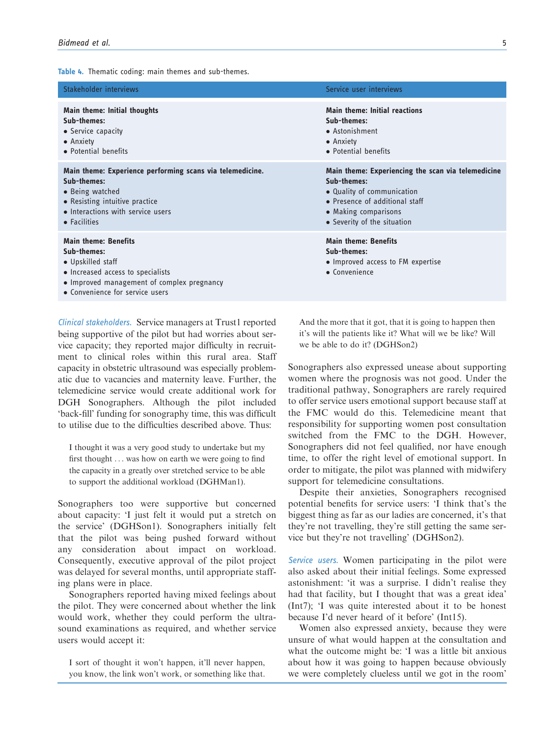Table 4. Thematic coding: main themes and sub-themes.

| Stakeholder interviews | Service user interviews |
|---|---|
| **Main theme: Initial thoughts**<br>**Sub-themes:**<br>• Service capacity<br>• Anxiety<br>• Potential benefits | **Main theme: Initial reactions**<br>**Sub-themes:**<br>• Astonishment<br>• Anxiety<br>• Potential benefits |
| **Main theme: Experience performing scans via telemedicine.**<br>**Sub-themes:**<br>• Being watched<br>• Resisting intuitive practice<br>• Interactions with service users<br>• Facilities | **Main theme: Experiencing the scan via telemedicine**<br>**Sub-themes:**<br>• Quality of communication<br>• Presence of additional staff<br>• Making comparisons<br>• Severity of the situation |
| **Main theme: Benefits**<br>**Sub-themes:**<br>• Upskilled staff<br>• Increased access to specialists<br>• Improved management of complex pregnancy<br>• Convenience for service users | **Main theme: Benefits**<br>**Sub-themes:**<br>• Improved access to FM expertise<br>• Convenience |

*Clinical stakeholders.* Service managers at Trust1 reported being supportive of the pilot but had worries about service capacity; they reported major difficulty in recruitment to clinical roles within this rural area. Staff capacity in obstetric ultrasound was especially problematic due to vacancies and maternity leave. Further, the telemedicine service would create additional work for DGH Sonographers. Although the pilot included 'back-fill' funding for sonography time, this was difficult to utilise due to the difficulties described above. Thus:

> I thought it was a very good study to undertake but my first thought ... was how on earth we were going to find the capacity in a greatly over stretched service to be able to support the additional workload (DGHMan1).

Sonographers too were supportive but concerned about capacity: 'I just felt it would put a stretch on the service' (DGHSon1). Sonographers initially felt that the pilot was being pushed forward without any consideration about impact on workload. Consequently, executive approval of the pilot project was delayed for several months, until appropriate staffing plans were in place.

Sonographers reported having mixed feelings about the pilot. They were concerned about whether the link would work, whether they could perform the ultrasound examinations as required, and whether service users would accept it:

> I sort of thought it won't happen, it'll never happen, you know, the link won't work, or something like that. And the more that it got, that it is going to happen then it's will the patients like it? What will we be like? Will we be able to do it? (DGHSon2)

Sonographers also expressed unease about supporting women where the prognosis was not good. Under the traditional pathway, Sonographers are rarely required to offer service users emotional support because staff at the FMC would do this. Telemedicine meant that responsibility for supporting women post consultation switched from the FMC to the DGH. However, Sonographers did not feel qualified, nor have enough time, to offer the right level of emotional support. In order to mitigate, the pilot was planned with midwifery support for telemedicine consultations.

Despite their anxieties, Sonographers recognised potential benefits for service users: 'I think that's the biggest thing as far as our ladies are concerned, it's that they're not travelling, they're still getting the same service but they're not travelling' (DGHSon2).

*Service users.* Women participating in the pilot were also asked about their initial feelings. Some expressed astonishment: 'it was a surprise. I didn't realise they had that facility, but I thought that was a great idea' (Int7); 'I was quite interested about it to be honest because I'd never heard of it before' (Int15).

Women also expressed anxiety, because they were unsure of what would happen at the consultation and what the outcome might be: 'I was a little bit anxious about how it was going to happen because obviously we were completely clueless until we got in the room'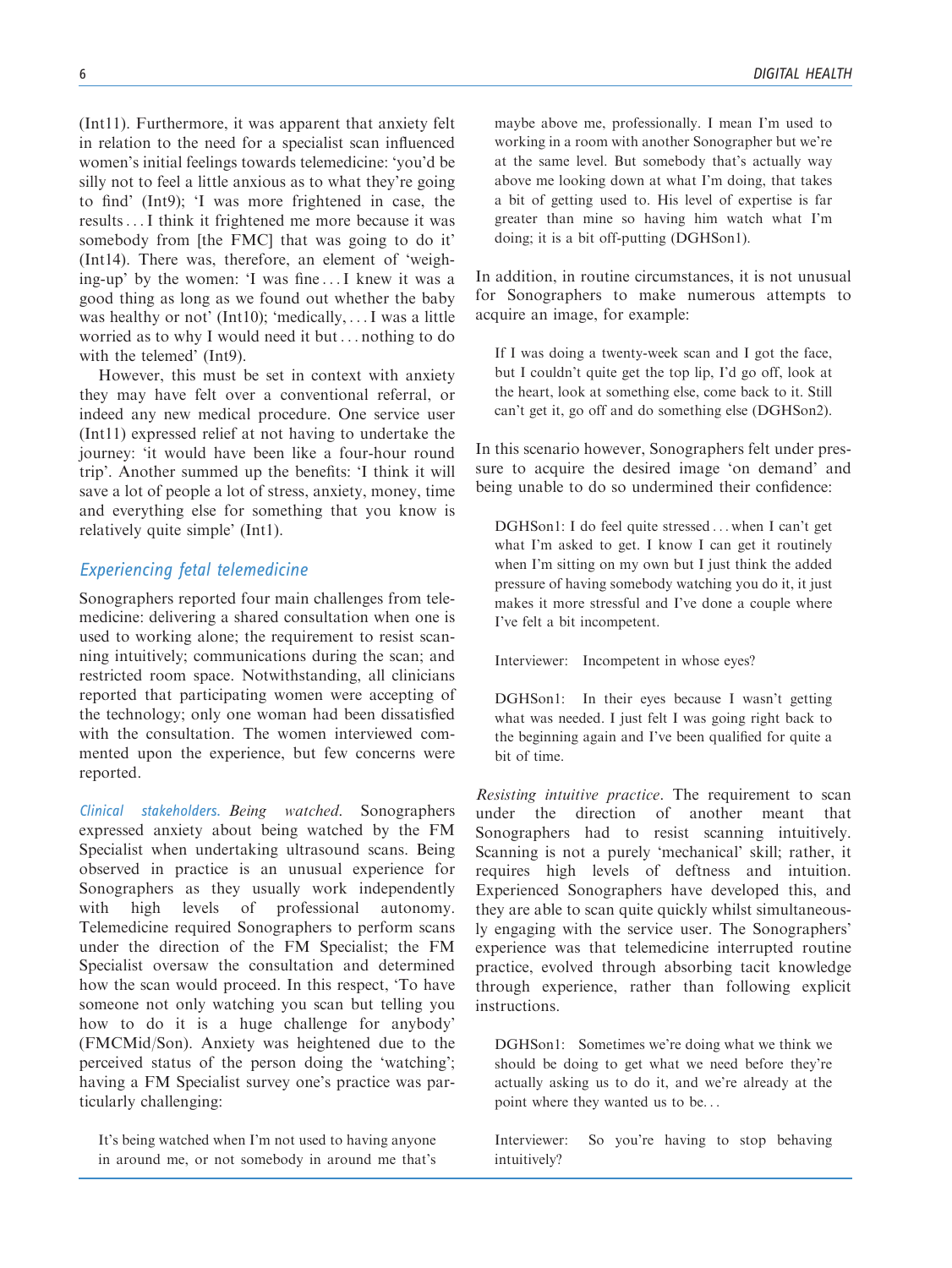(Int11). Furthermore, it was apparent that anxiety felt in relation to the need for a specialist scan influenced women's initial feelings towards telemedicine: 'you'd be silly not to feel a little anxious as to what they're going to find' (Int9); 'I was more frightened in case, the results ... I think it frightened me more because it was somebody from [the FMC] that was going to do it' (Int14). There was, therefore, an element of 'weighing-up' by the women: 'I was fine ... I knew it was a good thing as long as we found out whether the baby was healthy or not' (Int10); 'medically, ... I was a little worried as to why I would need it but ... nothing to do with the telemed' (Int9).

However, this must be set in context with anxiety they may have felt over a conventional referral, or indeed any new medical procedure. One service user (Int11) expressed relief at not having to undertake the journey: 'it would have been like a four-hour round trip'. Another summed up the benefits: 'I think it will save a lot of people a lot of stress, anxiety, money, time and everything else for something that you know is relatively quite simple' (Int1).

## Experiencing fetal telemedicine

Sonographers reported four main challenges from telemedicine: delivering a shared consultation when one is used to working alone; the requirement to resist scanning intuitively; communications during the scan; and restricted room space. Notwithstanding, all clinicians reported that participating women were accepting of the technology; only one woman had been dissatisfied with the consultation. The women interviewed commented upon the experience, but few concerns were reported.

### Clinical stakeholders.

*Being watched.* Sonographers expressed anxiety about being watched by the FM Specialist when undertaking ultrasound scans. Being observed in practice is an unusual experience for Sonographers as they usually work independently with high levels of professional autonomy. Telemedicine required Sonographers to perform scans under the direction of the FM Specialist; the FM Specialist oversaw the consultation and determined how the scan would proceed. In this respect, 'To have someone not only watching you scan but telling you how to do it is a huge challenge for anybody' (FMCMid/Son). Anxiety was heightened due to the perceived status of the person doing the 'watching'; having a FM Specialist survey one's practice was particularly challenging:

> It's being watched when I'm not used to having anyone in around me, or not somebody in around me that's maybe above me, professionally. I mean I'm used to working in a room with another Sonographer but we're at the same level. But somebody that's actually way above me looking down at what I'm doing, that takes a bit of getting used to. His level of expertise is far greater than mine so having him watch what I'm doing; it is a bit off-putting (DGHSon1).

In addition, in routine circumstances, it is not unusual for Sonographers to make numerous attempts to acquire an image, for example:

> If I was doing a twenty-week scan and I got the face, but I couldn't quite get the top lip, I'd go off, look at the heart, look at something else, come back to it. Still can't get it, go off and do something else (DGHSon2).

In this scenario however, Sonographers felt under pressure to acquire the desired image 'on demand' and being unable to do so undermined their confidence:

> DGHSon1: I do feel quite stressed ... when I can't get what I'm asked to get. I know I can get it routinely when I'm sitting on my own but I just think the added pressure of having somebody watching you do it, it just makes it more stressful and I've done a couple where I've felt a bit incompetent.
>
> Interviewer: Incompetent in whose eyes?
>
> DGHSon1: In their eyes because I wasn't getting what was needed. I just felt I was going right back to the beginning again and I've been qualified for quite a bit of time.

*Resisting intuitive practice.* The requirement to scan under the direction of another meant that Sonographers had to resist scanning intuitively. Scanning is not a purely 'mechanical' skill; rather, it requires high levels of deftness and intuition. Experienced Sonographers have developed this, and they are able to scan quite quickly whilst simultaneously engaging with the service user. The Sonographers' experience was that telemedicine interrupted routine practice, evolved through absorbing tacit knowledge through experience, rather than following explicit instructions.

> DGHSon1: Sometimes we're doing what we think we should be doing to get what we need before they're actually asking us to do it, and we're already at the point where they wanted us to be...
>
> Interviewer: So you're having to stop behaving intuitively?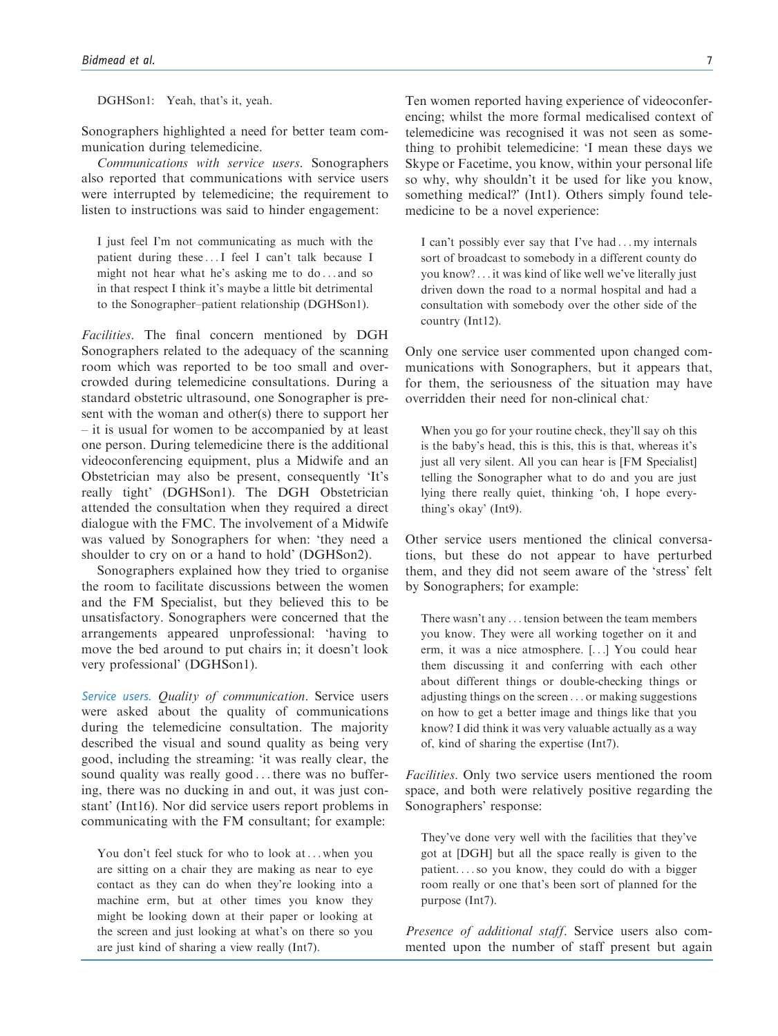DGHSon1: Yeah, that's it, yeah.

Sonographers highlighted a need for better team communication during telemedicine.

*Communications with service users*. Sonographers also reported that communications with service users were interrupted by telemedicine; the requirement to listen to instructions was said to hinder engagement:

> I just feel I'm not communicating as much with the patient during these . . . I feel I can't talk because I might not hear what he's asking me to do . . . and so in that respect I think it's maybe a little bit detrimental to the Sonographer–patient relationship (DGHSon1).

*Facilities*. The final concern mentioned by DGH Sonographers related to the adequacy of the scanning room which was reported to be too small and overcrowded during telemedicine consultations. During a standard obstetric ultrasound, one Sonographer is present with the woman and other(s) there to support her – it is usual for women to be accompanied by at least one person. During telemedicine there is the additional videoconferencing equipment, plus a Midwife and an Obstetrician may also be present, consequently 'It's really tight' (DGHSon1). The DGH Obstetrician attended the consultation when they required a direct dialogue with the FMC. The involvement of a Midwife was valued by Sonographers for when: 'they need a shoulder to cry on or a hand to hold' (DGHSon2).

Sonographers explained how they tried to organise the room to facilitate discussions between the women and the FM Specialist, but they believed this to be unsatisfactory. Sonographers were concerned that the arrangements appeared unprofessional: 'having to move the bed around to put chairs in; it doesn't look very professional' (DGHSon1).

### Service users.

*Quality of communication*. Service users were asked about the quality of communications during the telemedicine consultation. The majority described the visual and sound quality as being very good, including the streaming: 'it was really clear, the sound quality was really good . . . there was no buffering, there was no ducking in and out, it was just constant' (Int16). Nor did service users report problems in communicating with the FM consultant; for example:

> You don't feel stuck for who to look at . . . when you are sitting on a chair they are making as near to eye contact as they can do when they're looking into a machine erm, but at other times you know they might be looking down at their paper or looking at the screen and just looking at what's on there so you are just kind of sharing a view really (Int7).

Ten women reported having experience of videoconferencing; whilst the more formal medicalised context of telemedicine was recognised it was not seen as something to prohibit telemedicine: 'I mean these days we Skype or Facetime, you know, within your personal life so why, why shouldn't it be used for like you know, something medical?' (Int1). Others simply found telemedicine to be a novel experience:

> I can't possibly ever say that I've had . . . my internals sort of broadcast to somebody in a different county do you know? . . . it was kind of like well we've literally just driven down the road to a normal hospital and had a consultation with somebody over the other side of the country (Int12).

Only one service user commented upon changed communications with Sonographers, but it appears that, for them, the seriousness of the situation may have overridden their need for non-clinical chat:

> When you go for your routine check, they'll say oh this is the baby's head, this is this, this is that, whereas it's just all very silent. All you can hear is [FM Specialist] telling the Sonographer what to do and you are just lying there really quiet, thinking 'oh, I hope everything's okay' (Int9).

Other service users mentioned the clinical conversations, but these do not appear to have perturbed them, and they did not seem aware of the 'stress' felt by Sonographers; for example:

> There wasn't any . . . tension between the team members you know. They were all working together on it and erm, it was a nice atmosphere. [. . .] You could hear them discussing it and conferring with each other about different things or double-checking things or adjusting things on the screen . . . or making suggestions on how to get a better image and things like that you know? I did think it was very valuable actually as a way of, kind of sharing the expertise (Int7).

*Facilities*. Only two service users mentioned the room space, and both were relatively positive regarding the Sonographers' response:

> They've done very well with the facilities that they've got at [DGH] but all the space really is given to the patient. . . . so you know, they could do with a bigger room really or one that's been sort of planned for the purpose (Int7).

*Presence of additional staff*. Service users also commented upon the number of staff present but again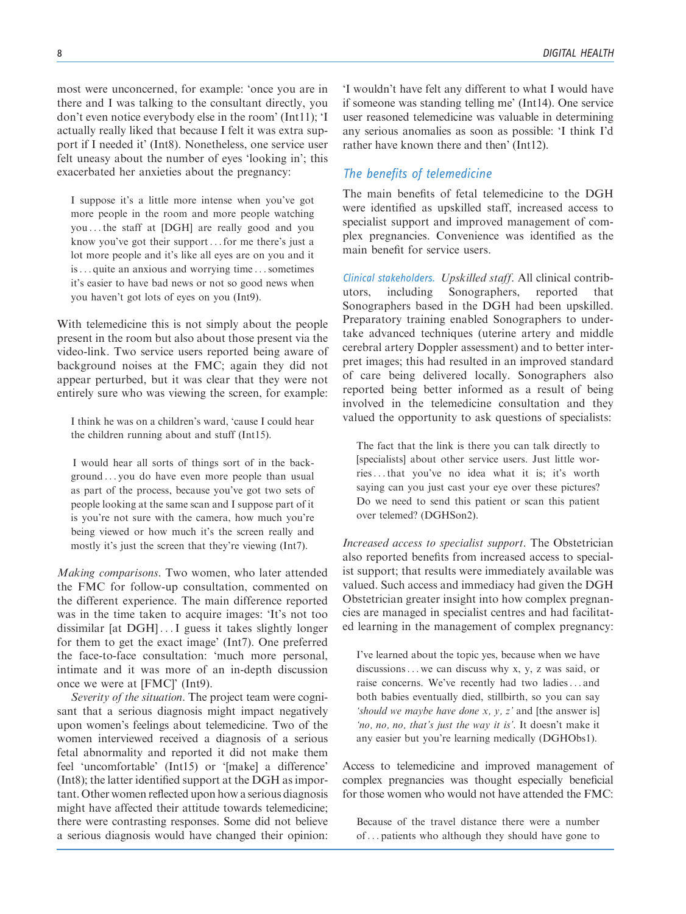most were unconcerned, for example: 'once you are in there and I was talking to the consultant directly, you don't even notice everybody else in the room' (Int11); 'I actually really liked that because I felt it was extra support if I needed it' (Int8). Nonetheless, one service user felt uneasy about the number of eyes 'looking in'; this exacerbated her anxieties about the pregnancy:

> I suppose it's a little more intense when you've got more people in the room and more people watching you . . . the staff at [DGH] are really good and you know you've got their support . . . for me there's just a lot more people and it's like all eyes are on you and it is . . . quite an anxious and worrying time . . . sometimes it's easier to have bad news or not so good news when you haven't got lots of eyes on you (Int9).

With telemedicine this is not simply about the people present in the room but also about those present via the video-link. Two service users reported being aware of background noises at the FMC; again they did not appear perturbed, but it was clear that they were not entirely sure who was viewing the screen, for example:

> I think he was on a children's ward, 'cause I could hear the children running about and stuff (Int15).

> I would hear all sorts of things sort of in the background . . . you do have even more people than usual as part of the process, because you've got two sets of people looking at the same scan and I suppose part of it is you're not sure with the camera, how much you're being viewed or how much it's the screen really and mostly it's just the screen that they're viewing (Int7).

*Making comparisons*. Two women, who later attended the FMC for follow-up consultation, commented on the different experience. The main difference reported was in the time taken to acquire images: 'It's not too dissimilar [at DGH] . . . I guess it takes slightly longer for them to get the exact image' (Int7). One preferred the face-to-face consultation: 'much more personal, intimate and it was more of an in-depth discussion once we were at [FMC]' (Int9).

*Severity of the situation*. The project team were cognisant that a serious diagnosis might impact negatively upon women's feelings about telemedicine. Two of the women interviewed received a diagnosis of a serious fetal abnormality and reported it did not make them feel 'uncomfortable' (Int15) or '[make] a difference' (Int8); the latter identified support at the DGH as important. Other women reflected upon how a serious diagnosis might have affected their attitude towards telemedicine; there were contrasting responses. Some did not believe a serious diagnosis would have changed their opinion: 'I wouldn't have felt any different to what I would have if someone was standing telling me' (Int14). One service user reasoned telemedicine was valuable in determining any serious anomalies as soon as possible: 'I think I'd rather have known there and then' (Int12).

## The benefits of telemedicine

The main benefits of fetal telemedicine to the DGH were identified as upskilled staff, increased access to specialist support and improved management of complex pregnancies. Convenience was identified as the main benefit for service users.

*Clinical stakeholders.* *Upskilled staff*. All clinical contributors, including Sonographers, reported that Sonographers based in the DGH had been upskilled. Preparatory training enabled Sonographers to undertake advanced techniques (uterine artery and middle cerebral artery Doppler assessment) and to better interpret images; this had resulted in an improved standard of care being delivered locally. Sonographers also reported being better informed as a result of being involved in the telemedicine consultation and they valued the opportunity to ask questions of specialists:

> The fact that the link is there you can talk directly to [specialists] about other service users. Just little worries . . . that you've no idea what it is; it's worth saying can you just cast your eye over these pictures? Do we need to send this patient or scan this patient over telemed? (DGHSon2).

*Increased access to specialist support*. The Obstetrician also reported benefits from increased access to specialist support; that results were immediately available was valued. Such access and immediacy had given the DGH Obstetrician greater insight into how complex pregnancies are managed in specialist centres and had facilitated learning in the management of complex pregnancy:

> I've learned about the topic yes, because when we have discussions . . . we can discuss why x, y, z was said, or raise concerns. We've recently had two ladies . . . and both babies eventually died, stillbirth, so you can say *'should we maybe have done x, y, z'* and [the answer is] *'no, no, no, that's just the way it is'*. It doesn't make it any easier but you're learning medically (DGHObs1).

Access to telemedicine and improved management of complex pregnancies was thought especially beneficial for those women who would not have attended the FMC:

> Because of the travel distance there were a number of . . . patients who although they should have gone to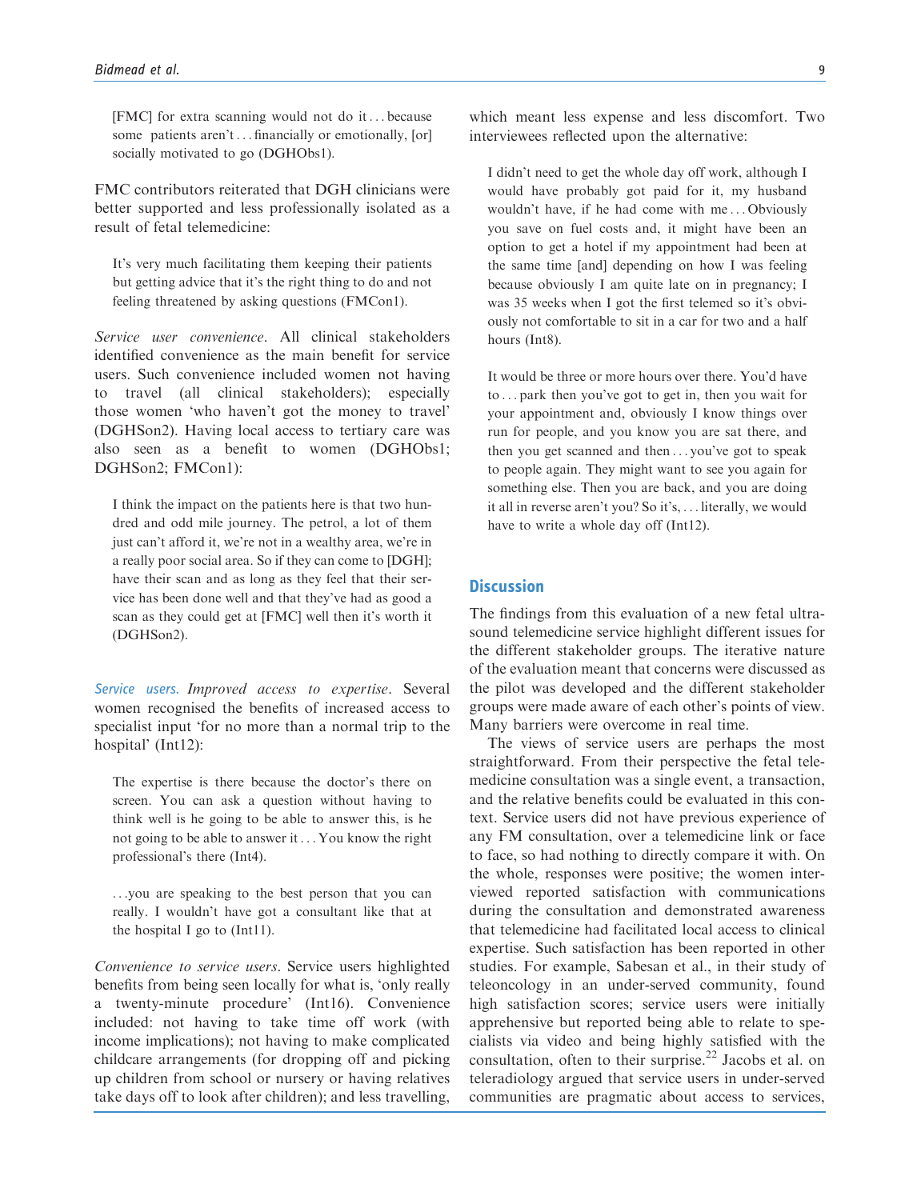[FMC] for extra scanning would not do it . . . because some patients aren't . . . financially or emotionally, [or] socially motivated to go (DGHObs1).

FMC contributors reiterated that DGH clinicians were better supported and less professionally isolated as a result of fetal telemedicine:

> It's very much facilitating them keeping their patients but getting advice that it's the right thing to do and not feeling threatened by asking questions (FMCon1).

*Service user convenience*. All clinical stakeholders identified convenience as the main benefit for service users. Such convenience included women not having to travel (all clinical stakeholders); especially those women 'who haven't got the money to travel' (DGHSon2). Having local access to tertiary care was also seen as a benefit to women (DGHObs1; DGHSon2; FMCon1):

> I think the impact on the patients here is that two hundred and odd mile journey. The petrol, a lot of them just can't afford it, we're not in a wealthy area, we're in a really poor social area. So if they can come to [DGH]; have their scan and as long as they feel that their service has been done well and that they've had as good a scan as they could get at [FMC] well then it's worth it (DGHSon2).

### Service users.

*Improved access to expertise*. Several women recognised the benefits of increased access to specialist input 'for no more than a normal trip to the hospital' (Int12):

> The expertise is there because the doctor's there on screen. You can ask a question without having to think well is he going to be able to answer this, is he not going to be able to answer it . . . You know the right professional's there (Int4).

> . . .you are speaking to the best person that you can really. I wouldn't have got a consultant like that at the hospital I go to (Int11).

*Convenience to service users*. Service users highlighted benefits from being seen locally for what is, 'only really a twenty-minute procedure' (Int16). Convenience included: not having to take time off work (with income implications); not having to make complicated childcare arrangements (for dropping off and picking up children from school or nursery or having relatives take days off to look after children); and less travelling, which meant less expense and less discomfort. Two interviewees reflected upon the alternative:

> I didn't need to get the whole day off work, although I would have probably got paid for it, my husband wouldn't have, if he had come with me . . . Obviously you save on fuel costs and, it might have been an option to get a hotel if my appointment had been at the same time [and] depending on how I was feeling because obviously I am quite late on in pregnancy; I was 35 weeks when I got the first telemed so it's obviously not comfortable to sit in a car for two and a half hours (Int8).

> It would be three or more hours over there. You'd have to . . . park then you've got to get in, then you wait for your appointment and, obviously I know things over run for people, and you know you are sat there, and then you get scanned and then . . . you've got to speak to people again. They might want to see you again for something else. Then you are back, and you are doing it all in reverse aren't you? So it's, . . . literally, we would have to write a whole day off (Int12).

## Discussion

The findings from this evaluation of a new fetal ultrasound telemedicine service highlight different issues for the different stakeholder groups. The iterative nature of the evaluation meant that concerns were discussed as the pilot was developed and the different stakeholder groups were made aware of each other's points of view. Many barriers were overcome in real time.

The views of service users are perhaps the most straightforward. From their perspective the fetal telemedicine consultation was a single event, a transaction, and the relative benefits could be evaluated in this context. Service users did not have previous experience of any FM consultation, over a telemedicine link or face to face, so had nothing to directly compare it with. On the whole, responses were positive; the women interviewed reported satisfaction with communications during the consultation and demonstrated awareness that telemedicine had facilitated local access to clinical expertise. Such satisfaction has been reported in other studies. For example, Sabesan et al., in their study of teleoncology in an under-served community, found high satisfaction scores; service users were initially apprehensive but reported being able to relate to specialists via video and being highly satisfied with the consultation, often to their surprise.[22] Jacobs et al. on teleradiology argued that service users in under-served communities are pragmatic about access to services,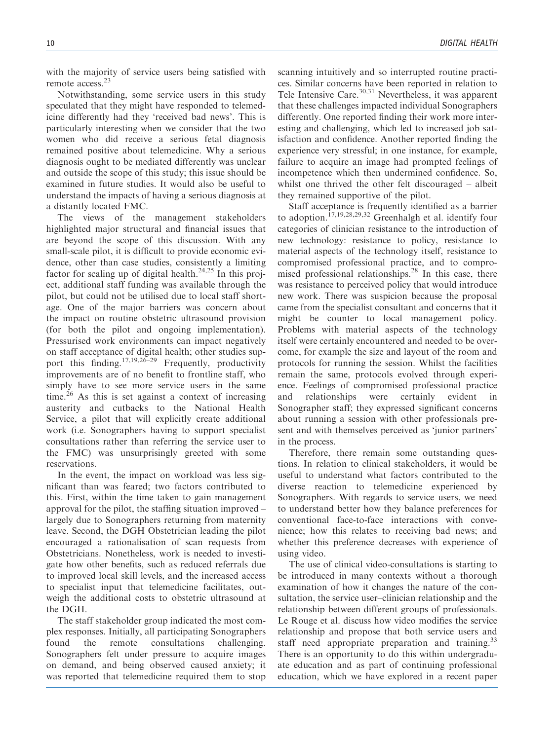with the majority of service users being satisfied with remote access.[23]

Notwithstanding, some service users in this study speculated that they might have responded to telemedicine differently had they 'received bad news'. This is particularly interesting when we consider that the two women who did receive a serious fetal diagnosis remained positive about telemedicine. Why a serious diagnosis ought to be mediated differently was unclear and outside the scope of this study; this issue should be examined in future studies. It would also be useful to understand the impacts of having a serious diagnosis at a distantly located FMC.

The views of the management stakeholders highlighted major structural and financial issues that are beyond the scope of this discussion. With any small-scale pilot, it is difficult to provide economic evidence, other than case studies, consistently a limiting factor for scaling up of digital health.[24,25] In this project, additional staff funding was available through the pilot, but could not be utilised due to local staff shortage. One of the major barriers was concern about the impact on routine obstetric ultrasound provision (for both the pilot and ongoing implementation). Pressurised work environments can impact negatively on staff acceptance of digital health; other studies support this finding.[17,19,26–29] Frequently, productivity improvements are of no benefit to frontline staff, who simply have to see more service users in the same time.[26] As this is set against a context of increasing austerity and cutbacks to the National Health Service, a pilot that will explicitly create additional work (i.e. Sonographers having to support specialist consultations rather than referring the service user to the FMC) was unsurprisingly greeted with some reservations.

In the event, the impact on workload was less significant than was feared; two factors contributed to this. First, within the time taken to gain management approval for the pilot, the staffing situation improved – largely due to Sonographers returning from maternity leave. Second, the DGH Obstetrician leading the pilot encouraged a rationalisation of scan requests from Obstetricians. Nonetheless, work is needed to investigate how other benefits, such as reduced referrals due to improved local skill levels, and the increased access to specialist input that telemedicine facilitates, outweigh the additional costs to obstetric ultrasound at the DGH.

The staff stakeholder group indicated the most complex responses. Initially, all participating Sonographers found the remote consultations challenging. Sonographers felt under pressure to acquire images on demand, and being observed caused anxiety; it was reported that telemedicine required them to stop scanning intuitively and so interrupted routine practices. Similar concerns have been reported in relation to Tele Intensive Care.[30,31] Nevertheless, it was apparent that these challenges impacted individual Sonographers differently. One reported finding their work more interesting and challenging, which led to increased job satisfaction and confidence. Another reported finding the experience very stressful; in one instance, for example, failure to acquire an image had prompted feelings of incompetence which then undermined confidence. So, whilst one thrived the other felt discouraged – albeit they remained supportive of the pilot.

Staff acceptance is frequently identified as a barrier to adoption.[17,19,28,29,32] Greenhalgh et al. identify four categories of clinician resistance to the introduction of new technology: resistance to policy, resistance to material aspects of the technology itself, resistance to compromised professional practice, and to compromised professional relationships.[28] In this case, there was resistance to perceived policy that would introduce new work. There was suspicion because the proposal came from the specialist consultant and concerns that it might be counter to local management policy. Problems with material aspects of the technology itself were certainly encountered and needed to be overcome, for example the size and layout of the room and protocols for running the session. Whilst the facilities remain the same, protocols evolved through experience. Feelings of compromised professional practice and relationships were certainly evident in Sonographer staff; they expressed significant concerns about running a session with other professionals present and with themselves perceived as 'junior partners' in the process.

Therefore, there remain some outstanding questions. In relation to clinical stakeholders, it would be useful to understand what factors contributed to the diverse reaction to telemedicine experienced by Sonographers. With regards to service users, we need to understand better how they balance preferences for conventional face-to-face interactions with convenience; how this relates to receiving bad news; and whether this preference decreases with experience of using video.

The use of clinical video-consultations is starting to be introduced in many contexts without a thorough examination of how it changes the nature of the consultation, the service user–clinician relationship and the relationship between different groups of professionals. Le Rouge et al. discuss how video modifies the service relationship and propose that both service users and staff need appropriate preparation and training.[33] There is an opportunity to do this within undergraduate education and as part of continuing professional education, which we have explored in a recent paper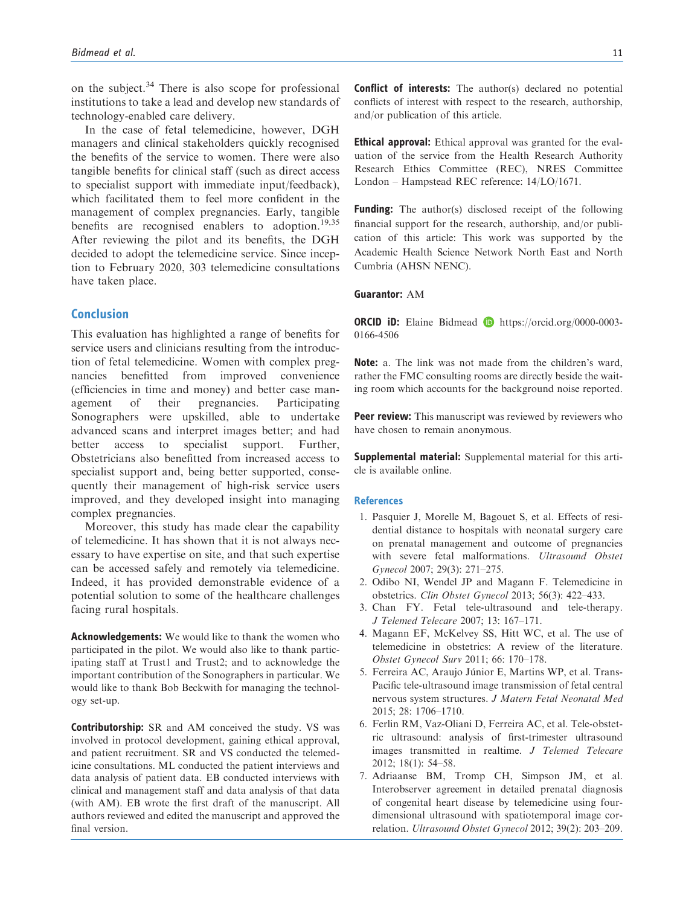on the subject.[34] There is also scope for professional institutions to take a lead and develop new standards of technology-enabled care delivery.

In the case of fetal telemedicine, however, DGH managers and clinical stakeholders quickly recognised the benefits of the service to women. There were also tangible benefits for clinical staff (such as direct access to specialist support with immediate input/feedback), which facilitated them to feel more confident in the management of complex pregnancies. Early, tangible benefits are recognised enablers to adoption.[19,35] After reviewing the pilot and its benefits, the DGH decided to adopt the telemedicine service. Since inception to February 2020, 303 telemedicine consultations have taken place.

## Conclusion

This evaluation has highlighted a range of benefits for service users and clinicians resulting from the introduction of fetal telemedicine. Women with complex pregnancies benefitted from improved convenience (efficiencies in time and money) and better case management of their pregnancies. Participating Sonographers were upskilled, able to undertake advanced scans and interpret images better; and had better access to specialist support. Further, Obstetricians also benefitted from increased access to specialist support and, being better supported, consequently their management of high-risk service users improved, and they developed insight into managing complex pregnancies.

Moreover, this study has made clear the capability of telemedicine. It has shown that it is not always necessary to have expertise on site, and that such expertise can be accessed safely and remotely via telemedicine. Indeed, it has provided demonstrable evidence of a potential solution to some of the healthcare challenges facing rural hospitals.

**Acknowledgements:** We would like to thank the women who participated in the pilot. We would also like to thank participating staff at Trust1 and Trust2; and to acknowledge the important contribution of the Sonographers in particular. We would like to thank Bob Beckwith for managing the technology set-up.

**Contributorship:** SR and AM conceived the study. VS was involved in protocol development, gaining ethical approval, and patient recruitment. SR and VS conducted the telemedicine consultations. ML conducted the patient interviews and data analysis of patient data. EB conducted interviews with clinical and management staff and data analysis of that data (with AM). EB wrote the first draft of the manuscript. All authors reviewed and edited the manuscript and approved the final version.

**Conflict of interests:** The author(s) declared no potential conflicts of interest with respect to the research, authorship, and/or publication of this article.

**Ethical approval:** Ethical approval was granted for the evaluation of the service from the Health Research Authority Research Ethics Committee (REC), NRES Committee London – Hampstead REC reference: 14/LO/1671.

**Funding:** The author(s) disclosed receipt of the following financial support for the research, authorship, and/or publication of this article: This work was supported by the Academic Health Science Network North East and North Cumbria (AHSN NENC).

**Guarantor:** AM

**ORCID iD:** Elaine Bidmead https://orcid.org/0000-0003-0166-4506

**Note:** a. The link was not made from the children's ward, rather the FMC consulting rooms are directly beside the waiting room which accounts for the background noise reported.

**Peer review:** This manuscript was reviewed by reviewers who have chosen to remain anonymous.

**Supplemental material:** Supplemental material for this article is available online.

## References

1. Pasquier J, Morelle M, Bagouet S, et al. Effects of residential distance to hospitals with neonatal surgery care on prenatal management and outcome of pregnancies with severe fetal malformations. *Ultrasound Obstet Gynecol* 2007; 29(3): 271–275.
2. Odibo NI, Wendel JP and Magann F. Telemedicine in obstetrics. *Clin Obstet Gynecol* 2013; 56(3): 422–433.
3. Chan FY. Fetal tele-ultrasound and tele-therapy. *J Telemed Telecare* 2007; 13: 167–171.
4. Magann EF, McKelvey SS, Hitt WC, et al. The use of telemedicine in obstetrics: A review of the literature. *Obstet Gynecol Surv* 2011; 66: 170–178.
5. Ferreira AC, Araujo Júnior E, Martins WP, et al. Trans-Pacific tele-ultrasound image transmission of fetal central nervous system structures. *J Matern Fetal Neonatal Med* 2015; 28: 1706–1710.
6. Ferlin RM, Vaz-Oliani D, Ferreira AC, et al. Tele-obstetric ultrasound: analysis of first-trimester ultrasound images transmitted in realtime. *J Telemed Telecare* 2012; 18(1): 54–58.
7. Adriaanse BM, Tromp CH, Simpson JM, et al. Interobserver agreement in detailed prenatal diagnosis of congenital heart disease by telemedicine using four-dimensional ultrasound with spatiotemporal image correlation. *Ultrasound Obstet Gynecol* 2012; 39(2): 203–209.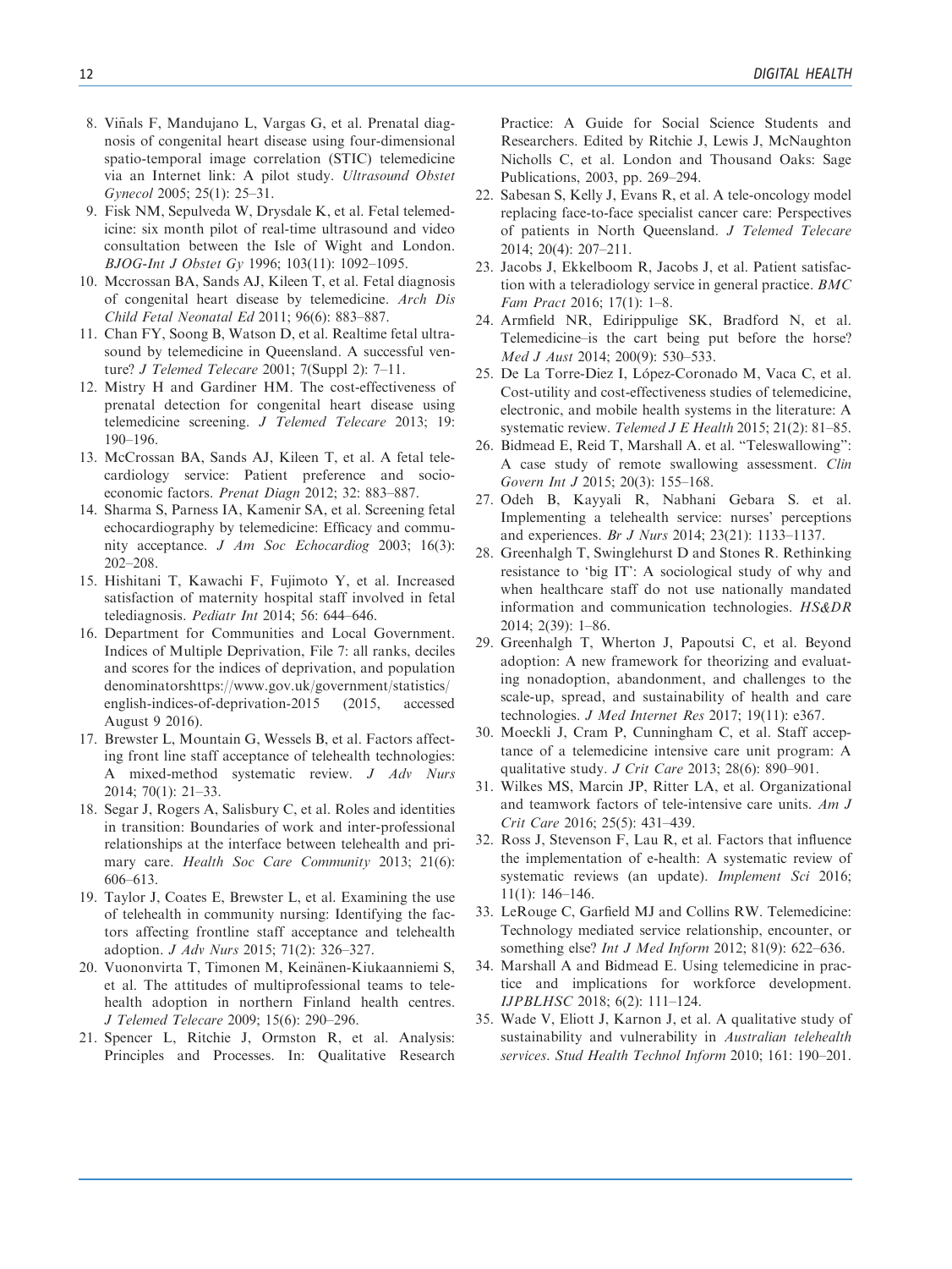8. Viñals F, Mandujano L, Vargas G, et al. Prenatal diagnosis of congenital heart disease using four-dimensional spatio-temporal image correlation (STIC) telemedicine via an Internet link: A pilot study. *Ultrasound Obstet Gynecol* 2005; 25(1): 25–31.
9. Fisk NM, Sepulveda W, Drysdale K, et al. Fetal telemedicine: six month pilot of real-time ultrasound and video consultation between the Isle of Wight and London. *BJOG-Int J Obstet Gy* 1996; 103(11): 1092–1095.
10. Mccrossan BA, Sands AJ, Kileen T, et al. Fetal diagnosis of congenital heart disease by telemedicine. *Arch Dis Child Fetal Neonatal Ed* 2011; 96(6): 883–887.
11. Chan FY, Soong B, Watson D, et al. Realtime fetal ultrasound by telemedicine in Queensland. A successful venture? *J Telemed Telecare* 2001; 7(Suppl 2): 7–11.
12. Mistry H and Gardiner HM. The cost-effectiveness of prenatal detection for congenital heart disease using telemedicine screening. *J Telemed Telecare* 2013; 19: 190–196.
13. McCrossan BA, Sands AJ, Kileen T, et al. A fetal telecardiology service: Patient preference and socioeconomic factors. *Prenat Diagn* 2012; 32: 883–887.
14. Sharma S, Parness IA, Kamenir SA, et al. Screening fetal echocardiography by telemedicine: Efficacy and community acceptance. *J Am Soc Echocardiog* 2003; 16(3): 202–208.
15. Hishitani T, Kawachi F, Fujimoto Y, et al. Increased satisfaction of maternity hospital staff involved in fetal telediagnosis. *Pediatr Int* 2014; 56: 644–646.
16. Department for Communities and Local Government. Indices of Multiple Deprivation, File 7: all ranks, deciles and scores for the indices of deprivation, and population denominatorshttps://www.gov.uk/government/statistics/english-indices-of-deprivation-2015 (2015, accessed August 9 2016).
17. Brewster L, Mountain G, Wessels B, et al. Factors affecting front line staff acceptance of telehealth technologies: A mixed-method systematic review. *J Adv Nurs* 2014; 70(1): 21–33.
18. Segar J, Rogers A, Salisbury C, et al. Roles and identities in transition: Boundaries of work and inter-professional relationships at the interface between telehealth and primary care. *Health Soc Care Community* 2013; 21(6): 606–613.
19. Taylor J, Coates E, Brewster L, et al. Examining the use of telehealth in community nursing: Identifying the factors affecting frontline staff acceptance and telehealth adoption. *J Adv Nurs* 2015; 71(2): 326–327.
20. Vuononvirta T, Timonen M, Keinänen-Kiukaanniemi S, et al. The attitudes of multiprofessional teams to telehealth adoption in northern Finland health centres. *J Telemed Telecare* 2009; 15(6): 290–296.
21. Spencer L, Ritchie J, Ormston R, et al. Analysis: Principles and Processes. In: Qualitative Research Practice: A Guide for Social Science Students and Researchers. Edited by Ritchie J, Lewis J, McNaughton Nicholls C, et al. London and Thousand Oaks: Sage Publications, 2003, pp. 269–294.
22. Sabesan S, Kelly J, Evans R, et al. A tele-oncology model replacing face-to-face specialist cancer care: Perspectives of patients in North Queensland. *J Telemed Telecare* 2014; 20(4): 207–211.
23. Jacobs J, Ekkelboom R, Jacobs J, et al. Patient satisfaction with a teleradiology service in general practice. *BMC Fam Pract* 2016; 17(1): 1–8.
24. Armfield NR, Edirippulige SK, Bradford N, et al. Telemedicine–is the cart being put before the horse? *Med J Aust* 2014; 200(9): 530–533.
25. De La Torre-Diez I, López-Coronado M, Vaca C, et al. Cost-utility and cost-effectiveness studies of telemedicine, electronic, and mobile health systems in the literature: A systematic review. *Telemed J E Health* 2015; 21(2): 81–85.
26. Bidmead E, Reid T, Marshall A. et al. "Teleswallowing": A case study of remote swallowing assessment. *Clin Govern Int J* 2015; 20(3): 155–168.
27. Odeh B, Kayyali R, Nabhani Gebara S. et al. Implementing a telehealth service: nurses' perceptions and experiences. *Br J Nurs* 2014; 23(21): 1133–1137.
28. Greenhalgh T, Swinglehurst D and Stones R. Rethinking resistance to 'big IT': A sociological study of why and when healthcare staff do not use nationally mandated information and communication technologies. *HS&DR* 2014; 2(39): 1–86.
29. Greenhalgh T, Wherton J, Papoutsi C, et al. Beyond adoption: A new framework for theorizing and evaluating nonadoption, abandonment, and challenges to the scale-up, spread, and sustainability of health and care technologies. *J Med Internet Res* 2017; 19(11): e367.
30. Moeckli J, Cram P, Cunningham C, et al. Staff acceptance of a telemedicine intensive care unit program: A qualitative study. *J Crit Care* 2013; 28(6): 890–901.
31. Wilkes MS, Marcin JP, Ritter LA, et al. Organizational and teamwork factors of tele-intensive care units. *Am J Crit Care* 2016; 25(5): 431–439.
32. Ross J, Stevenson F, Lau R, et al. Factors that influence the implementation of e-health: A systematic review of systematic reviews (an update). *Implement Sci* 2016; 11(1): 146–146.
33. LeRouge C, Garfield MJ and Collins RW. Telemedicine: Technology mediated service relationship, encounter, or something else? *Int J Med Inform* 2012; 81(9): 622–636.
34. Marshall A and Bidmead E. Using telemedicine in practice and implications for workforce development. *IJPBLHSC* 2018; 6(2): 111–124.
35. Wade V, Eliott J, Karnon J, et al. A qualitative study of sustainability and vulnerability in *Australian telehealth services*. *Stud Health Technol Inform* 2010; 161: 190–201.